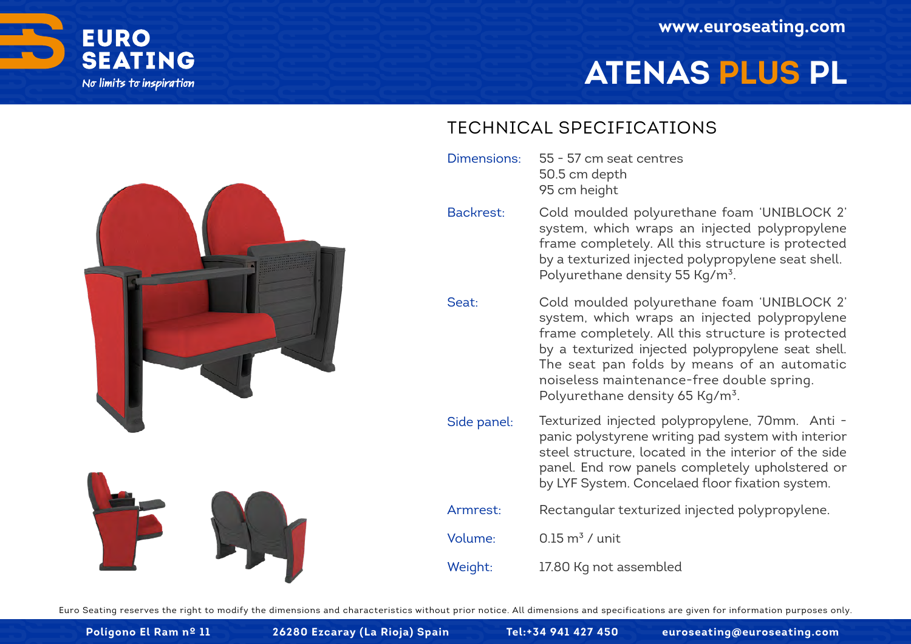EURO SEATING

*No limits to inspiration*

www.euroseating.com

# ATENAS PLUS PL

## TECHNICAL SPECIFICATIONS

| | |
|---|---|
| Dimensions: | 55 - 57 cm seat centres<br>50.5 cm depth<br>95 cm height |
| Backrest: | Cold moulded polyurethane foam 'UNIBLOCK 2' system, which wraps an injected polypropylene frame completely. All this structure is protected by a texturized injected polypropylene seat shell. Polyurethane density 55 Kg/m³. |
| Seat: | Cold moulded polyurethane foam 'UNIBLOCK 2' system, which wraps an injected polypropylene frame completely. All this structure is protected by a texturized injected polypropylene seat shell. The seat pan folds by means of an automatic noiseless maintenance-free double spring. Polyurethane density 65 Kg/m³. |
| Side panel: | Texturized injected polypropylene, 70mm. Anti - panic polystyrene writing pad system with interior steel structure, located in the interior of the side panel. End row panels completely upholstered or by LYF System. Concelaed floor fixation system. |
| Armrest: | Rectangular texturized injected polypropylene. |
| Volume: | 0.15 m³ / unit |
| Weight: | 17.80 Kg not assembled |

Euro Seating reserves the right to modify the dimensions and characteristics without prior notice. All dimensions and specifications are given for information purposes only.

Polígono El Ram nº 11 26280 Ezcaray (La Rioja) Spain Tel:+34 941 427 450 euroseating@euroseating.com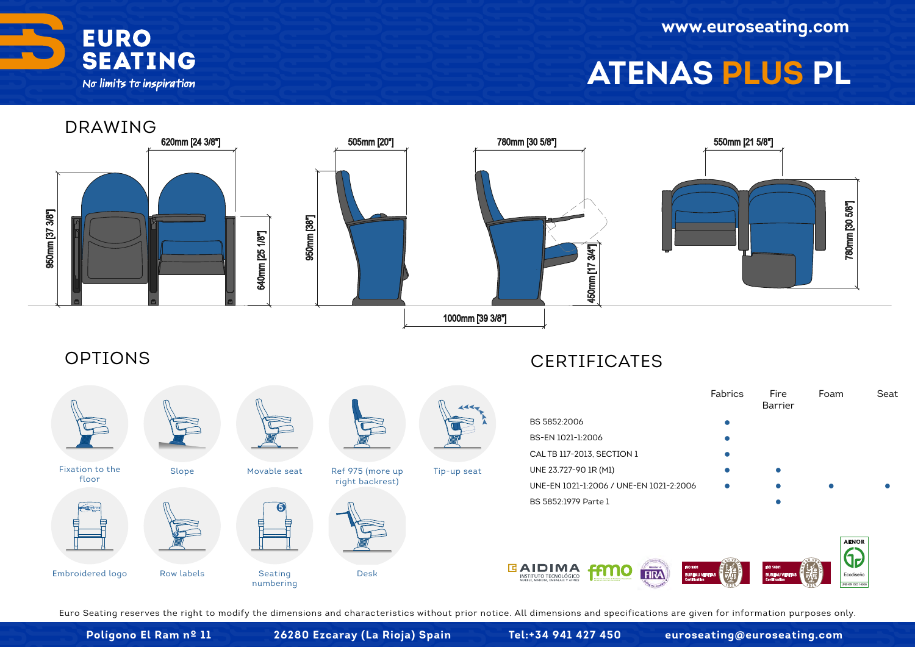# EURO SEATING

*No limits to inspiration*

www.euroseating.com

# ATENAS PLUS PL

## DRAWING

620mm [24 3/8"]

950mm [37 3/8"]

640mm [25 1/8"]

505mm [20"]

950mm [38"]

780mm [30 5/8"]

450mm [17 3/4"]

1000mm [39 3/8"]

550mm [21 5/8"]

780mm [30 5/8"]

## OPTIONS

- Fixation to the floor
- Slope
- Movable seat
- Ref 975 (more up right backrest)
- Tip-up seat
- Embroidered logo
- Row labels
- Seating numbering
- Desk

## CERTIFICATES

| | Fabrics | Fire Barrier | Foam | Seat |
|---|---|---|---|---|
| BS 5852:2006 | ● | | | |
| BS-EN 1021-1:2006 | ● | | | |
| CAL TB 117-2013, SECTION 1 | ● | | | |
| UNE 23.727-90 1R (M1) | ● | ● | | |
| UNE-EN 1021-1:2006 / UNE-EN 1021-2:2006 | ● | ● | ● | ● |
| BS 5852:1979 Parte 1 | | ● | | |

AIDIMA INSTITUTO TECNOLÓGICO · ffmo · FIRA · ISO 9001 BUREAU VERITAS Certification · ISO 14001 BUREAU VERITAS Certification · AENOR Ecodiseño UNE-EN ISO 14006

Euro Seating reserves the right to modify the dimensions and characteristics without prior notice. All dimensions and specifications are given for information purposes only.

**Polígono El Ram nº 11** **26280 Ezcaray (La Rioja) Spain** **Tel:+34 941 427 450** **euroseating@euroseating.com**